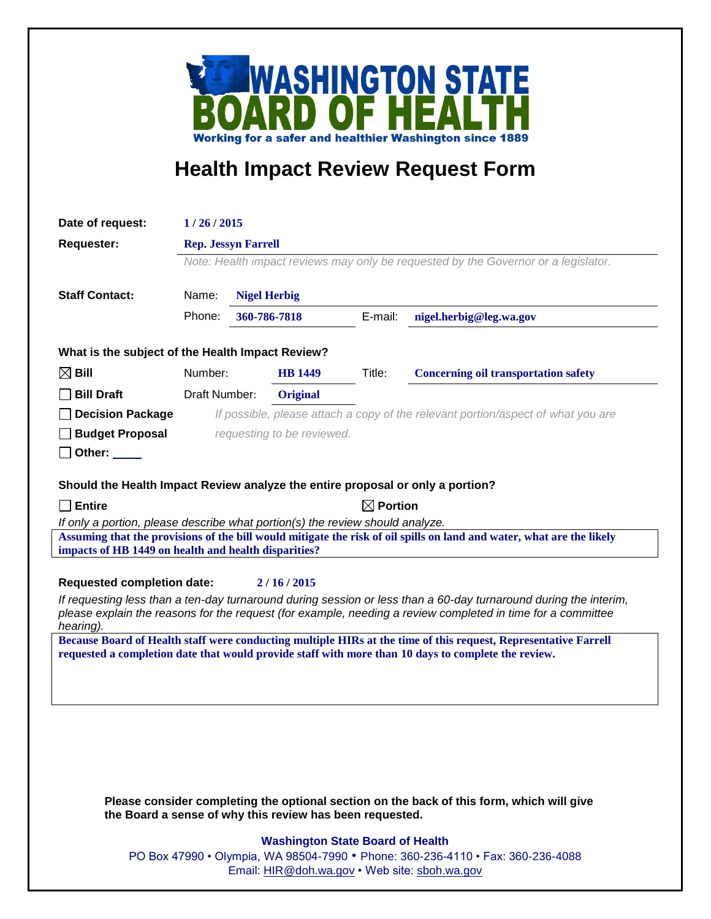# WASHINGTON STATE BOARD OF HEALTH

Working for a safer and healthier Washington since 1889

## Health Impact Review Request Form

**Date of request:** 1 / 26 / 2015

**Requester:** Rep. Jessyn Farrell

*Note: Health impact reviews may only be requested by the Governor or a legislator.*

**Staff Contact:**

Name: Nigel Herbig

Phone: 360-786-7818 E-mail: nigel.herbig@leg.wa.gov

**What is the subject of the Health Impact Review?**

- ☒ **Bill** Number: HB 1449 Title: Concerning oil transportation safety
- ☐ **Bill Draft** Draft Number: Original
- ☐ **Decision Package** *If possible, please attach a copy of the relevant portion/aspect of what you are requesting to be reviewed.*
- ☐ **Budget Proposal**
- ☐ **Other:** ____

**Should the Health Impact Review analyze the entire proposal or only a portion?**

☐ **Entire** ☒ **Portion**

*If only a portion, please describe what portion(s) the review should analyze.*

Assuming that the provisions of the bill would mitigate the risk of oil spills on land and water, what are the likely impacts of HB 1449 on health and health disparities?

**Requested completion date:** 2 / 16 / 2015

*If requesting less than a ten-day turnaround during session or less than a 60-day turnaround during the interim, please explain the reasons for the request (for example, needing a review completed in time for a committee hearing).*

Because Board of Health staff were conducting multiple HIRs at the time of this request, Representative Farrell requested a completion date that would provide staff with more than 10 days to complete the review.

**Please consider completing the optional section on the back of this form, which will give the Board a sense of why this review has been requested.**

**Washington State Board of Health**

PO Box 47990 • Olympia, WA 98504-7990 • Phone: 360-236-4110 • Fax: 360-236-4088

Email: HIR@doh.wa.gov • Web site: sboh.wa.gov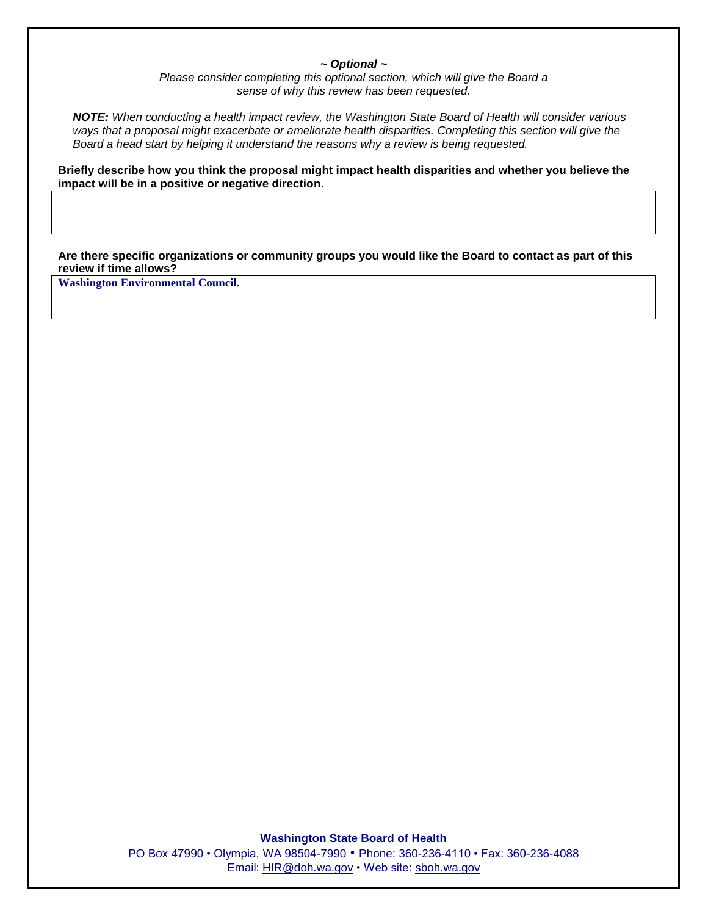***~ Optional ~***

*Please consider completing this optional section, which will give the Board a sense of why this review has been requested.*

***NOTE:*** *When conducting a health impact review, the Washington State Board of Health will consider various ways that a proposal might exacerbate or ameliorate health disparities. Completing this section will give the Board a head start by helping it understand the reasons why a review is being requested.*

**Briefly describe how you think the proposal might impact health disparities and whether you believe the impact will be in a positive or negative direction.**

**Are there specific organizations or community groups you would like the Board to contact as part of this review if time allows?**

**Washington Environmental Council.**

**Washington State Board of Health**

PO Box 47990 • Olympia, WA 98504-7990 • Phone: 360-236-4110 • Fax: 360-236-4088
Email: HIR@doh.wa.gov • Web site: sboh.wa.gov